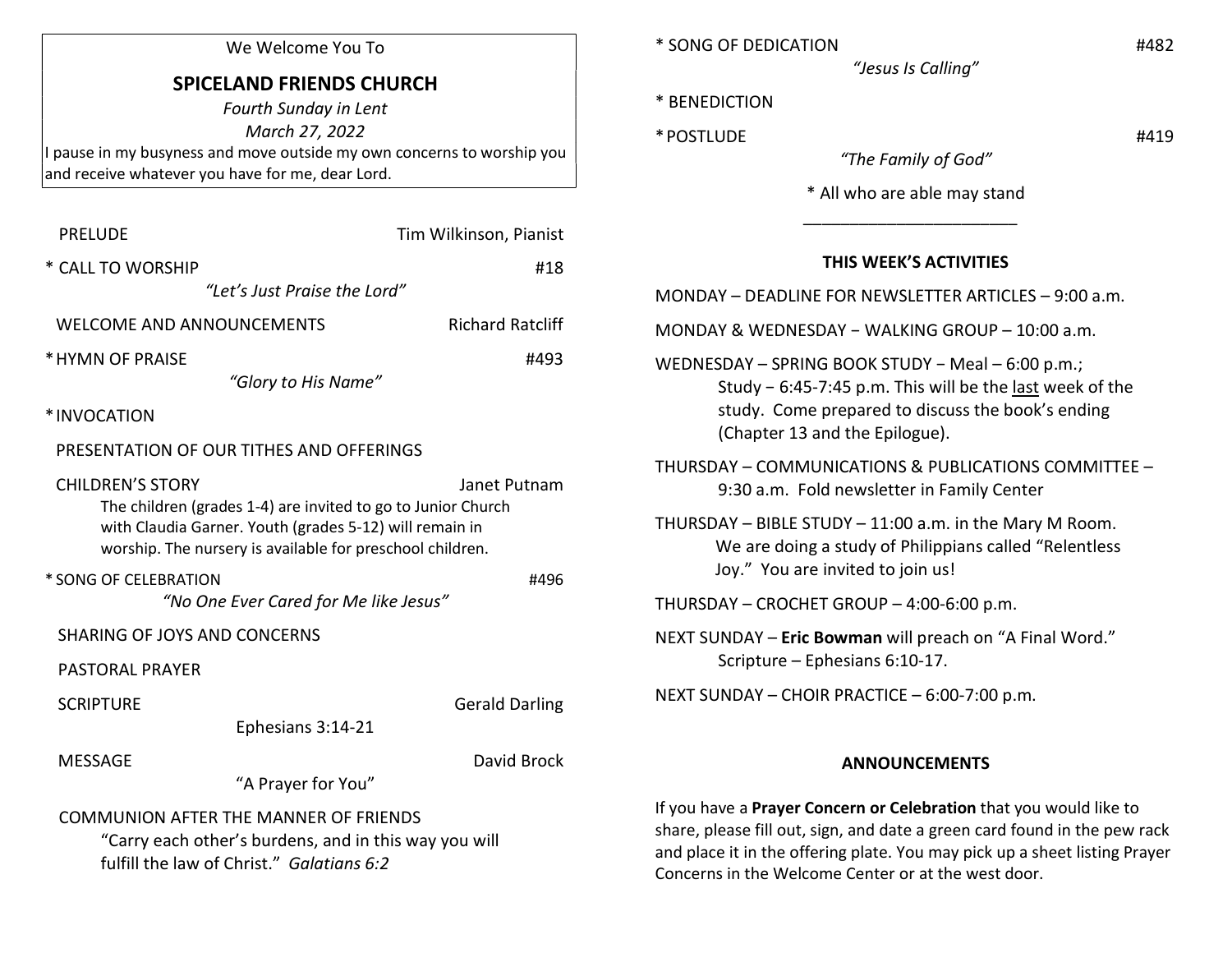We Welcome You To

# SPICELAND FRIENDS CHURCH

*Fourth Sunday in Lent*

*March 27, 2022*

I pause in my busyness and move outside my own concerns to worship you and receive whatever you have for me, dear Lord.

PRELUDE — Tim Wilkinson, Pianist

\* CALL TO WORSHIP — #18
*"Let's Just Praise the Lord"*

WELCOME AND ANNOUNCEMENTS — Richard Ratcliff

\* HYMN OF PRAISE — #493
*"Glory to His Name"*

\* INVOCATION

PRESENTATION OF OUR TITHES AND OFFERINGS

CHILDREN'S STORY — Janet Putnam
The children (grades 1-4) are invited to go to Junior Church with Claudia Garner. Youth (grades 5-12) will remain in worship. The nursery is available for preschool children.

\* SONG OF CELEBRATION — #496
*"No One Ever Cared for Me like Jesus"*

SHARING OF JOYS AND CONCERNS

PASTORAL PRAYER

SCRIPTURE — Gerald Darling
Ephesians 3:14-21

MESSAGE — David Brock
"A Prayer for You"

COMMUNION AFTER THE MANNER OF FRIENDS
"Carry each other's burdens, and in this way you will fulfill the law of Christ." *Galatians 6:2*

\* SONG OF DEDICATION — #482
*"Jesus Is Calling"*

\* BENEDICTION

\* POSTLUDE — #419
*"The Family of God"*

\* All who are able may stand

---

## THIS WEEK'S ACTIVITIES

MONDAY – DEADLINE FOR NEWSLETTER ARTICLES – 9:00 a.m.

MONDAY & WEDNESDAY – WALKING GROUP – 10:00 a.m.

WEDNESDAY – SPRING BOOK STUDY – Meal – 6:00 p.m.; Study – 6:45-7:45 p.m. This will be the last week of the study. Come prepared to discuss the book's ending (Chapter 13 and the Epilogue).

THURSDAY – COMMUNICATIONS & PUBLICATIONS COMMITTEE – 9:30 a.m. Fold newsletter in Family Center

THURSDAY – BIBLE STUDY – 11:00 a.m. in the Mary M Room. We are doing a study of Philippians called "Relentless Joy." You are invited to join us!

THURSDAY – CROCHET GROUP – 4:00-6:00 p.m.

NEXT SUNDAY – **Eric Bowman** will preach on "A Final Word." Scripture – Ephesians 6:10-17.

NEXT SUNDAY – CHOIR PRACTICE – 6:00-7:00 p.m.

## ANNOUNCEMENTS

If you have a **Prayer Concern or Celebration** that you would like to share, please fill out, sign, and date a green card found in the pew rack and place it in the offering plate. You may pick up a sheet listing Prayer Concerns in the Welcome Center or at the west door.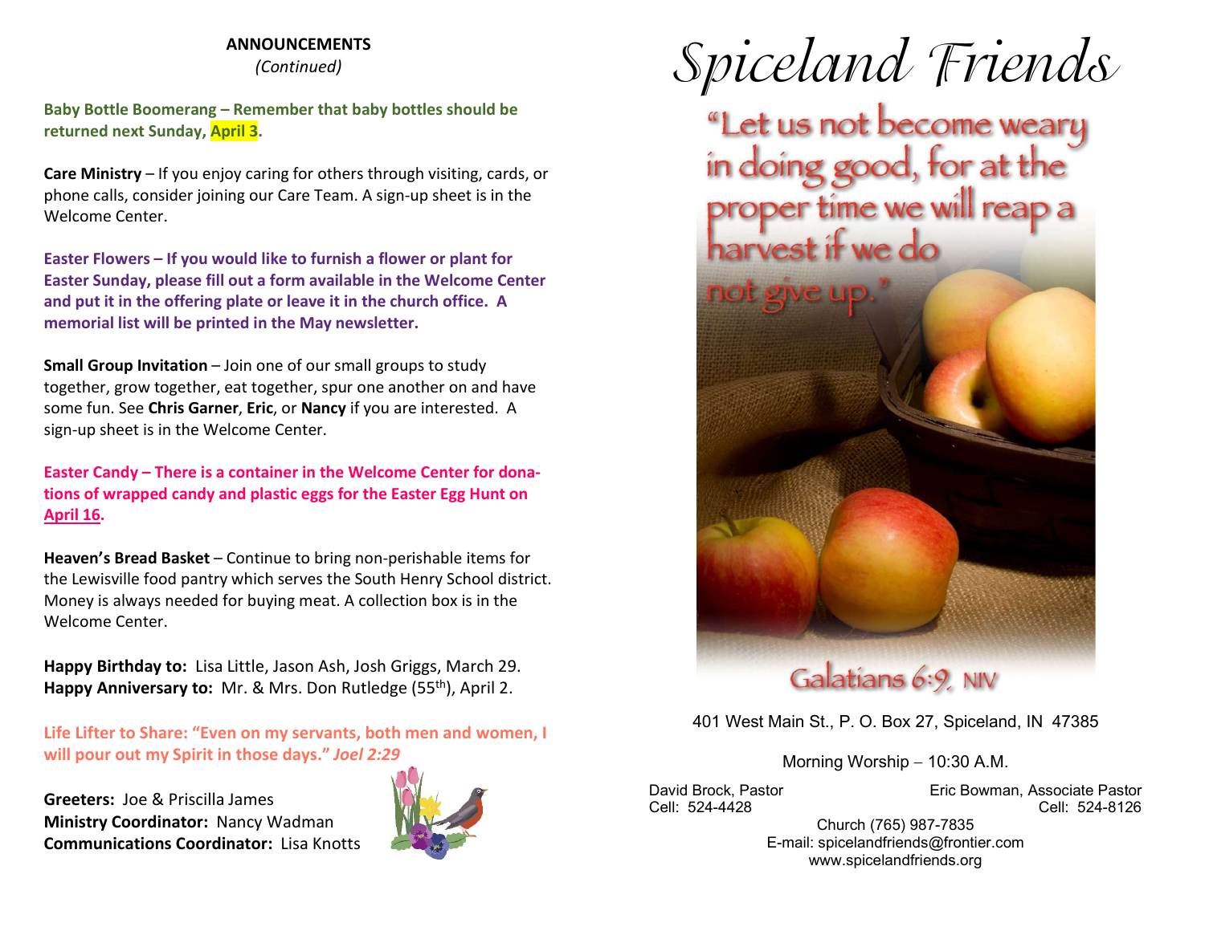## ANNOUNCEMENTS
*(Continued)*

**Baby Bottle Boomerang – Remember that baby bottles should be returned next Sunday, April 3.**

**Care Ministry** – If you enjoy caring for others through visiting, cards, or phone calls, consider joining our Care Team. A sign-up sheet is in the Welcome Center.

**Easter Flowers – If you would like to furnish a flower or plant for Easter Sunday, please fill out a form available in the Welcome Center and put it in the offering plate or leave it in the church office. A memorial list will be printed in the May newsletter.**

**Small Group Invitation** – Join one of our small groups to study together, grow together, eat together, spur one another on and have some fun. See **Chris Garner**, **Eric**, or **Nancy** if you are interested. A sign-up sheet is in the Welcome Center.

**Easter Candy – There is a container in the Welcome Center for donations of wrapped candy and plastic eggs for the Easter Egg Hunt on April 16.**

**Heaven's Bread Basket** – Continue to bring non-perishable items for the Lewisville food pantry which serves the South Henry School district. Money is always needed for buying meat. A collection box is in the Welcome Center.

**Happy Birthday to:** Lisa Little, Jason Ash, Josh Griggs, March 29.
**Happy Anniversary to:** Mr. & Mrs. Don Rutledge (55th), April 2.

**Life Lifter to Share: "Even on my servants, both men and women, I will pour out my Spirit in those days."** ***Joel 2:29***

**Greeters:** Joe & Priscilla James
**Ministry Coordinator:** Nancy Wadman
**Communications Coordinator:** Lisa Knotts

# *Spiceland Friends*

"Let us not become weary in doing good, for at the proper time we will reap a harvest if we do not give up."

Galatians 6:9, NIV

401 West Main St., P. O. Box 27, Spiceland, IN 47385

Morning Worship – 10:30 A.M.

David Brock, Pastor
Cell: 524-4428

Eric Bowman, Associate Pastor
Cell: 524-8126

Church (765) 987-7835
E-mail: spicelandfriends@frontier.com
www.spicelandfriends.org